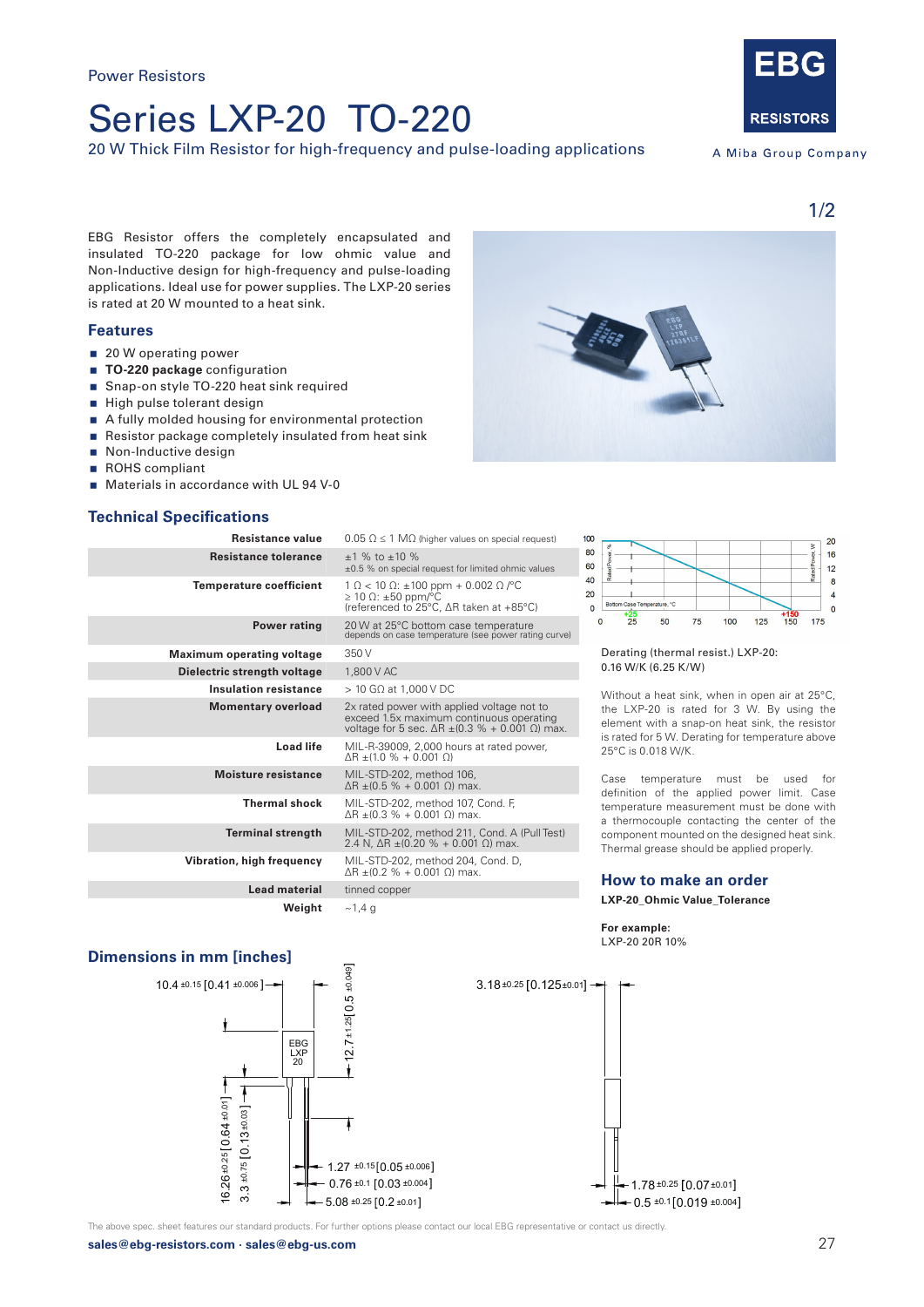Power Resistors

# Series LXP-20 TO-220

20 W Thick Film Resistor for high-frequency and pulse-loading applications

EBG RESISTORS

A Miba Group Company

EBG Resistor offers the completely encapsulated and insulated TO-220 package for low ohmic value and Non-Inductive design for high-frequency and pulse-loading applications. Ideal use for power supplies. The LXP-20 series is rated at 20 W mounted to a heat sink.

## Features

- 20 W operating power
- **TO-220 package** configuration
- Snap-on style TO-220 heat sink required
- High pulse tolerant design
- A fully molded housing for environmental protection
- Resistor package completely insulated from heat sink
- Non-Inductive design
- ROHS compliant
- Materials in accordance with UL 94 V-0

## Technical Specifications

| Parameter | Value |
|---|---|
| **Resistance value** | 0.05 Ω ≤ 1 MΩ (higher values on special request) |
| **Resistance tolerance** | ±1 % to ±10 %<br>±0.5 % on special request for limited ohmic values |
| **Temperature coefficient** | 1 Ω < 10 Ω: ±100 ppm + 0.002 Ω /°C<br>≥ 10 Ω: ±50 ppm/°C<br>(referenced to 25°C, ΔR taken at +85°C) |
| **Power rating** | 20 W at 25°C bottom case temperature<br>depends on case temperature (see power rating curve) |
| **Maximum operating voltage** | 350 V |
| **Dielectric strength voltage** | 1,800 V AC |
| **Insulation resistance** | > 10 GΩ at 1,000 V DC |
| **Momentary overload** | 2x rated power with applied voltage not to exceed 1.5x maximum continuous operating voltage for 5 sec. ΔR ±(0.3 % + 0.001 Ω) max. |
| **Load life** | MIL-R-39009, 2,000 hours at rated power, ΔR ±(1.0 % + 0.001 Ω) |
| **Moisture resistance** | MIL-STD-202, method 106, ΔR ±(0.5 % + 0.001 Ω) max. |
| **Thermal shock** | MIL-STD-202, method 107, Cond. F, ΔR ±(0.3 % + 0.001 Ω) max. |
| **Terminal strength** | MIL-STD-202, method 211, Cond. A (Pull Test) 2.4 N, ΔR ±(0.20 % + 0.001 Ω) max. |
| **Vibration, high frequency** | MIL-STD-202, method 204, Cond. D, ΔR ±(0.2 % + 0.001 Ω) max. |
| **Lead material** | tinned copper |
| **Weight** | ~1,4 g |

Derating (thermal resist.) LXP-20: 0.16 W/K (6.25 K/W)

Without a heat sink, when in open air at 25°C, the LXP-20 is rated for 3 W. By using the element with a snap-on heat sink, the resistor is rated for 5 W. Derating for temperature above 25°C is 0.018 W/K.

Case temperature must be used for definition of the applied power limit. Case temperature measurement must be done with a thermocouple contacting the center of the component mounted on the designed heat sink. Thermal grease should be applied properly.

## How to make an order

**LXP-20_Ohmic Value_Tolerance**

**For example:**
LXP-20 20R 10%

## Dimensions in mm [inches]

10.4 ±0.15 [0.41 ±0.006]; 12.7 ±1.25 [0.5 ±0.049]; 16.26 ±0.25 [0.64 ±0.01]; 3.3 ±0.75 [0.13 ±0.03]; 1.27 ±0.15 [0.05 ±0.006]; 0.76 ±0.1 [0.03 ±0.004]; 5.08 ±0.25 [0.2 ±0.01]; 3.18 ±0.25 [0.125 ±0.01]; 1.78 ±0.25 [0.07 ±0.01]; 0.5 ±0.1 [0.019 ±0.004]

The above spec. sheet features our standard products. For further options please contact our local EBG representative or contact us directly.

**sales@ebg-resistors.com · sales@ebg-us.com**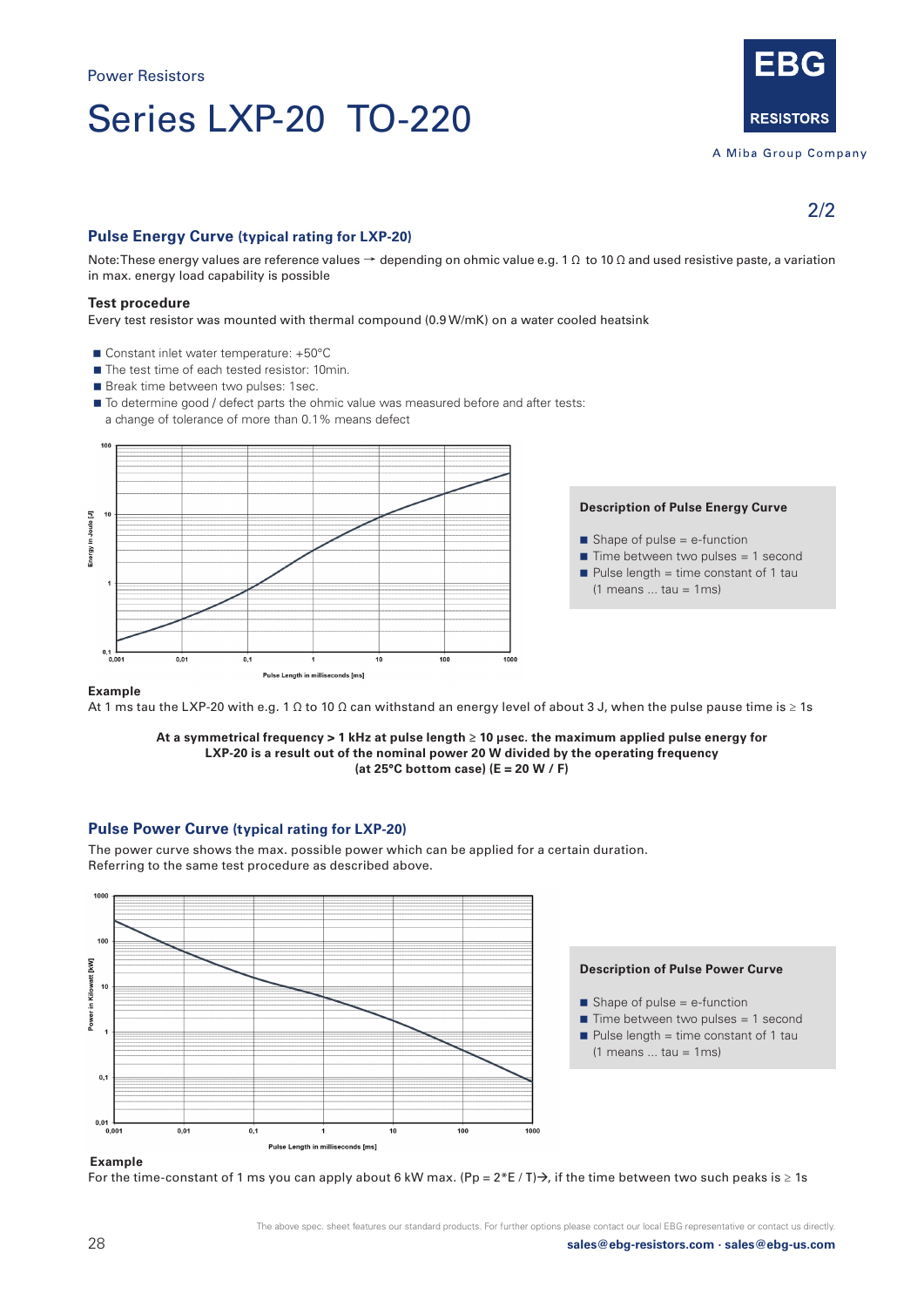Power Resistors

# Series LXP-20 TO-220

EBG RESISTORS

A Miba Group Company

## Pulse Energy Curve (typical rating for LXP-20)

Note: These energy values are reference values → depending on ohmic value e.g. 1 Ω to 10 Ω and used resistive paste, a variation in max. energy load capability is possible

### Test procedure

Every test resistor was mounted with thermal compound (0.9 W/mK) on a water cooled heatsink

- Constant inlet water temperature: +50°C
- The test time of each tested resistor: 10min.
- Break time between two pulses: 1sec.
- To determine good / defect parts the ohmic value was measured before and after tests: a change of tolerance of more than 0.1% means defect

Energy in Joule [J]

100
10
1
0,1

0,001 0,01 0,1 1 10 100 1000

Pulse Length in milliseconds [ms]

**Description of Pulse Energy Curve**

- Shape of pulse = e-function
- Time between two pulses = 1 second
- Pulse length = time constant of 1 tau (1 means ... tau = 1ms)

**Example**

At 1 ms tau the LXP-20 with e.g. 1 Ω to 10 Ω can withstand an energy level of about 3 J, when the pulse pause time is ≥ 1s

**At a symmetrical frequency > 1 kHz at pulse length ≥ 10 µsec. the maximum applied pulse energy for LXP-20 is a result out of the nominal power 20 W divided by the operating frequency (at 25°C bottom case) (E = 20 W / F)**

## Pulse Power Curve (typical rating for LXP-20)

The power curve shows the max. possible power which can be applied for a certain duration.
Referring to the same test procedure as described above.

Power in Kilowatt [kW]

1000
100
10
1
0,1
0,01

0,001 0,01 0,1 1 10 100 1000

Pulse Length in milliseconds [ms]

**Description of Pulse Power Curve**

- Shape of pulse = e-function
- Time between two pulses = 1 second
- Pulse length = time constant of 1 tau (1 means ... tau = 1ms)

**Example**

For the time-constant of 1 ms you can apply about 6 kW max. (Pp = 2*E / T)→, if the time between two such peaks is ≥ 1s

The above spec. sheet features our standard products. For further options please contact our local EBG representative or contact us directly.

**sales@ebg-resistors.com · sales@ebg-us.com**